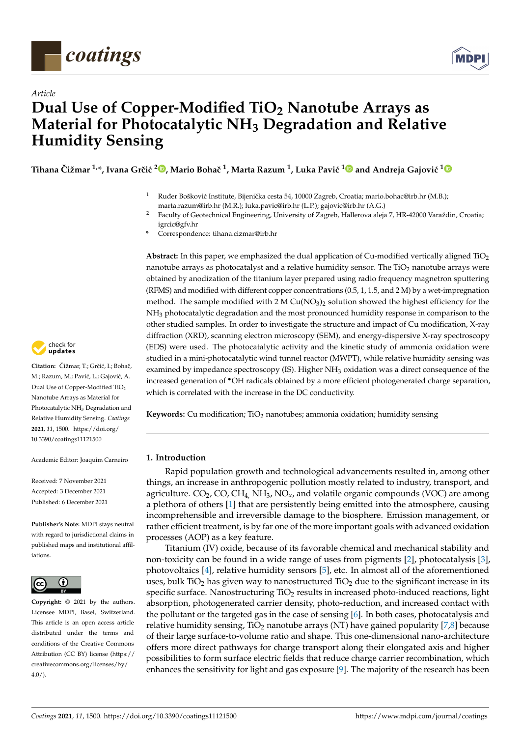*Article*

# Dual Use of Copper-Modified $TiO_2$ Nanotube Arrays as Material for Photocatalytic $NH_3$ Degradation and Relative Humidity Sensing

**Tihana Čižmar [1,*], Ivana Grčić [2], Mario Bohač [1], Marta Razum [1], Luka Pavić [1] and Andreja Gajović [1]**

[1] Ruđer Bošković Institute, Bijenička cesta 54, 10000 Zagreb, Croatia; mario.bohac@irb.hr (M.B.); marta.razum@irb.hr (M.R.); luka.pavic@irb.hr (L.P.); gajovic@irb.hr (A.G.)

[2] Faculty of Geotechnical Engineering, University of Zagreb, Hallerova aleja 7, HR-42000 Varaždin, Croatia; igrcic@gfv.hr

\* Correspondence: tihana.cizmar@irb.hr

**Citation:** Čižmar, T.; Grčić, I.; Bohač, M.; Razum, M.; Pavić, L.; Gajović, A. Dual Use of Copper-Modified $TiO_2$ Nanotube Arrays as Material for Photocatalytic $NH_3$ Degradation and Relative Humidity Sensing. *Coatings* **2021**, *11*, 1500. https://doi.org/10.3390/coatings11121500

Academic Editor: Joaquim Carneiro

Received: 7 November 2021
Accepted: 3 December 2021
Published: 6 December 2021

**Publisher's Note:** MDPI stays neutral with regard to jurisdictional claims in published maps and institutional affiliations.

**Copyright:** © 2021 by the authors. Licensee MDPI, Basel, Switzerland. This article is an open access article distributed under the terms and conditions of the Creative Commons Attribution (CC BY) license (https://creativecommons.org/licenses/by/4.0/).

**Abstract:** In this paper, we emphasized the dual application of Cu-modified vertically aligned $TiO_2$ nanotube arrays as photocatalyst and a relative humidity sensor. The $TiO_2$ nanotube arrays were obtained by anodization of the titanium layer prepared using radio frequency magnetron sputtering (RFMS) and modified with different copper concentrations (0.5, 1, 1.5, and 2 M) by a wet-impregnation method. The sample modified with 2 M $Cu(NO_3)_2$ solution showed the highest efficiency for the $NH_3$ photocatalytic degradation and the most pronounced humidity response in comparison to the other studied samples. In order to investigate the structure and impact of Cu modification, X-ray diffraction (XRD), scanning electron microscopy (SEM), and energy-dispersive X-ray spectroscopy (EDS) were used. The photocatalytic activity and the kinetic study of ammonia oxidation were studied in a mini-photocatalytic wind tunnel reactor (MWPT), while relative humidity sensing was examined by impedance spectroscopy (IS). Higher $NH_3$ oxidation was a direct consequence of the increased generation of $^{\bullet}OH$ radicals obtained by a more efficient photogenerated charge separation, which is correlated with the increase in the DC conductivity.

**Keywords:** Cu modification; $TiO_2$ nanotubes; ammonia oxidation; humidity sensing

## 1. Introduction

Rapid population growth and technological advancements resulted in, among other things, an increase in anthropogenic pollution mostly related to industry, transport, and agriculture. $CO_2$, CO, $CH_4$, $NH_3$, $NO_x$, and volatile organic compounds (VOC) are among a plethora of others [1] that are persistently being emitted into the atmosphere, causing incomprehensible and irreversible damage to the biosphere. Emission management, or rather efficient treatment, is by far one of the more important goals with advanced oxidation processes (AOP) as a key feature.

Titanium (IV) oxide, because of its favorable chemical and mechanical stability and non-toxicity can be found in a wide range of uses from pigments [2], photocatalysis [3], photovoltaics [4], relative humidity sensors [5], etc. In almost all of the aforementioned uses, bulk $TiO_2$ has given way to nanostructured $TiO_2$ due to the significant increase in its specific surface. Nanostructuring $TiO_2$ results in increased photo-induced reactions, light absorption, photogenerated carrier density, photo-reduction, and increased contact with the pollutant or the targeted gas in the case of sensing [6]. In both cases, photocatalysis and relative humidity sensing, $TiO_2$ nanotube arrays (NT) have gained popularity [7,8] because of their large surface-to-volume ratio and shape. This one-dimensional nano-architecture offers more direct pathways for charge transport along their elongated axis and higher possibilities to form surface electric fields that reduce charge carrier recombination, which enhances the sensitivity for light and gas exposure [9]. The majority of the research has been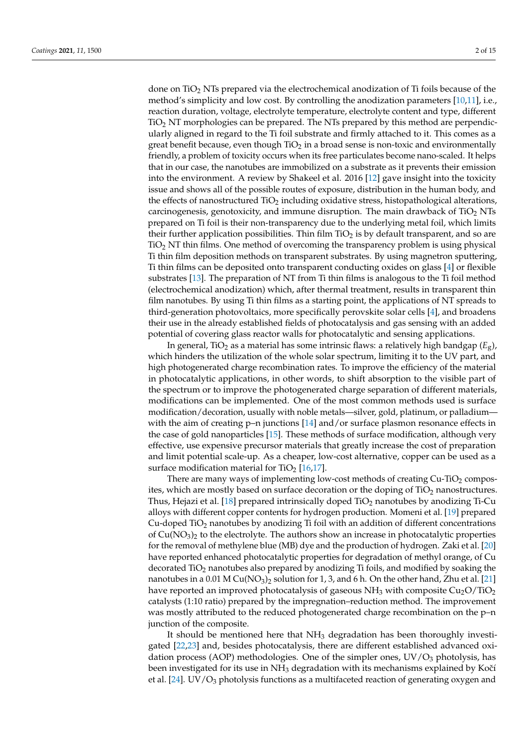done on $TiO_2$ NTs prepared via the electrochemical anodization of Ti foils because of the method's simplicity and low cost. By controlling the anodization parameters [10,11], i.e., reaction duration, voltage, electrolyte temperature, electrolyte content and type, different $TiO_2$ NT morphologies can be prepared. The NTs prepared by this method are perpendicularly aligned in regard to the Ti foil substrate and firmly attached to it. This comes as a great benefit because, even though $TiO_2$ in a broad sense is non-toxic and environmentally friendly, a problem of toxicity occurs when its free particulates become nano-scaled. It helps that in our case, the nanotubes are immobilized on a substrate as it prevents their emission into the environment. A review by Shakeel et al. 2016 [12] gave insight into the toxicity issue and shows all of the possible routes of exposure, distribution in the human body, and the effects of nanostructured $TiO_2$ including oxidative stress, histopathological alterations, carcinogenesis, genotoxicity, and immune disruption. The main drawback of $TiO_2$ NTs prepared on Ti foil is their non-transparency due to the underlying metal foil, which limits their further application possibilities. Thin film $TiO_2$ is by default transparent, and so are $TiO_2$ NT thin films. One method of overcoming the transparency problem is using physical Ti thin film deposition methods on transparent substrates. By using magnetron sputtering, Ti thin films can be deposited onto transparent conducting oxides on glass [4] or flexible substrates [13]. The preparation of NT from Ti thin films is analogous to the Ti foil method (electrochemical anodization) which, after thermal treatment, results in transparent thin film nanotubes. By using Ti thin films as a starting point, the applications of NT spreads to third-generation photovoltaics, more specifically perovskite solar cells [4], and broadens their use in the already established fields of photocatalysis and gas sensing with an added potential of covering glass reactor walls for photocatalytic and sensing applications.

In general, $TiO_2$ as a material has some intrinsic flaws: a relatively high bandgap ($E_g$), which hinders the utilization of the whole solar spectrum, limiting it to the UV part, and high photogenerated charge recombination rates. To improve the efficiency of the material in photocatalytic applications, in other words, to shift absorption to the visible part of the spectrum or to improve the photogenerated charge separation of different materials, modifications can be implemented. One of the most common methods used is surface modification/decoration, usually with noble metals—silver, gold, platinum, or palladium—with the aim of creating p–n junctions [14] and/or surface plasmon resonance effects in the case of gold nanoparticles [15]. These methods of surface modification, although very effective, use expensive precursor materials that greatly increase the cost of preparation and limit potential scale-up. As a cheaper, low-cost alternative, copper can be used as a surface modification material for $TiO_2$ [16,17].

There are many ways of implementing low-cost methods of creating Cu-$TiO_2$ composites, which are mostly based on surface decoration or the doping of $TiO_2$ nanostructures. Thus, Hejazi et al. [18] prepared intrinsically doped $TiO_2$ nanotubes by anodizing Ti-Cu alloys with different copper contents for hydrogen production. Momeni et al. [19] prepared Cu-doped $TiO_2$ nanotubes by anodizing Ti foil with an addition of different concentrations of $Cu(NO_3)_2$ to the electrolyte. The authors show an increase in photocatalytic properties for the removal of methylene blue (MB) dye and the production of hydrogen. Zaki et al. [20] have reported enhanced photocatalytic properties for degradation of methyl orange, of Cu decorated $TiO_2$ nanotubes also prepared by anodizing Ti foils, and modified by soaking the nanotubes in a 0.01 M $Cu(NO_3)_2$ solution for 1, 3, and 6 h. On the other hand, Zhu et al. [21] have reported an improved photocatalysis of gaseous $NH_3$ with composite $Cu_2O/TiO_2$ catalysts (1:10 ratio) prepared by the impregnation–reduction method. The improvement was mostly attributed to the reduced photogenerated charge recombination on the p–n junction of the composite.

It should be mentioned here that $NH_3$ degradation has been thoroughly investigated [22,23] and, besides photocatalysis, there are different established advanced oxidation process (AOP) methodologies. One of the simpler ones, $UV/O_3$ photolysis, has been investigated for its use in $NH_3$ degradation with its mechanisms explained by Kočí et al. [24]. $UV/O_3$ photolysis functions as a multifaceted reaction of generating oxygen and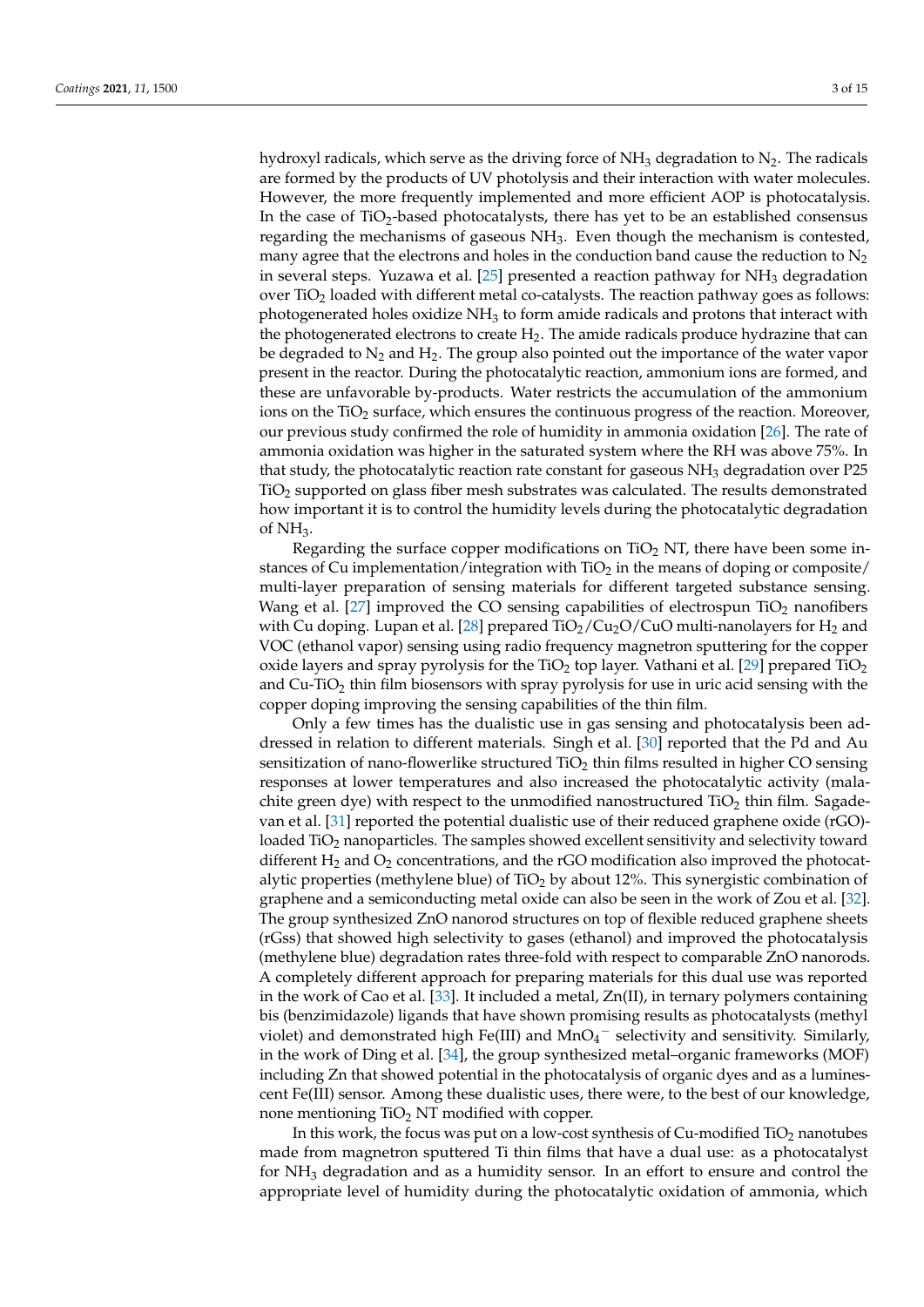hydroxyl radicals, which serve as the driving force of $NH_3$ degradation to $N_2$. The radicals are formed by the products of UV photolysis and their interaction with water molecules. However, the more frequently implemented and more efficient AOP is photocatalysis. In the case of $TiO_2$-based photocatalysts, there has yet to be an established consensus regarding the mechanisms of gaseous $NH_3$. Even though the mechanism is contested, many agree that the electrons and holes in the conduction band cause the reduction to $N_2$ in several steps. Yuzawa et al. [25] presented a reaction pathway for $NH_3$ degradation over $TiO_2$ loaded with different metal co-catalysts. The reaction pathway goes as follows: photogenerated holes oxidize $NH_3$ to form amide radicals and protons that interact with the photogenerated electrons to create $H_2$. The amide radicals produce hydrazine that can be degraded to $N_2$ and $H_2$. The group also pointed out the importance of the water vapor present in the reactor. During the photocatalytic reaction, ammonium ions are formed, and these are unfavorable by-products. Water restricts the accumulation of the ammonium ions on the $TiO_2$ surface, which ensures the continuous progress of the reaction. Moreover, our previous study confirmed the role of humidity in ammonia oxidation [26]. The rate of ammonia oxidation was higher in the saturated system where the RH was above 75%. In that study, the photocatalytic reaction rate constant for gaseous $NH_3$ degradation over P25 $TiO_2$ supported on glass fiber mesh substrates was calculated. The results demonstrated how important it is to control the humidity levels during the photocatalytic degradation of $NH_3$.

Regarding the surface copper modifications on $TiO_2$ NT, there have been some instances of Cu implementation/integration with $TiO_2$ in the means of doping or composite/multi-layer preparation of sensing materials for different targeted substance sensing. Wang et al. [27] improved the CO sensing capabilities of electrospun $TiO_2$ nanofibers with Cu doping. Lupan et al. [28] prepared $TiO_2/Cu_2O/CuO$ multi-nanolayers for $H_2$ and VOC (ethanol vapor) sensing using radio frequency magnetron sputtering for the copper oxide layers and spray pyrolysis for the $TiO_2$ top layer. Vathani et al. [29] prepared $TiO_2$ and Cu-$TiO_2$ thin film biosensors with spray pyrolysis for use in uric acid sensing with the copper doping improving the sensing capabilities of the thin film.

Only a few times has the dualistic use in gas sensing and photocatalysis been addressed in relation to different materials. Singh et al. [30] reported that the Pd and Au sensitization of nano-flowerlike structured $TiO_2$ thin films resulted in higher CO sensing responses at lower temperatures and also increased the photocatalytic activity (malachite green dye) with respect to the unmodified nanostructured $TiO_2$ thin film. Sagadevan et al. [31] reported the potential dualistic use of their reduced graphene oxide (rGO)-loaded $TiO_2$ nanoparticles. The samples showed excellent sensitivity and selectivity toward different $H_2$ and $O_2$ concentrations, and the rGO modification also improved the photocatalytic properties (methylene blue) of $TiO_2$ by about 12%. This synergistic combination of graphene and a semiconducting metal oxide can also be seen in the work of Zou et al. [32]. The group synthesized ZnO nanorod structures on top of flexible reduced graphene sheets (rGss) that showed high selectivity to gases (ethanol) and improved the photocatalysis (methylene blue) degradation rates three-fold with respect to comparable ZnO nanorods. A completely different approach for preparing materials for this dual use was reported in the work of Cao et al. [33]. It included a metal, Zn(II), in ternary polymers containing bis (benzimidazole) ligands that have shown promising results as photocatalysts (methyl violet) and demonstrated high Fe(III) and $MnO_4^-$ selectivity and sensitivity. Similarly, in the work of Ding et al. [34], the group synthesized metal–organic frameworks (MOF) including Zn that showed potential in the photocatalysis of organic dyes and as a luminescent Fe(III) sensor. Among these dualistic uses, there were, to the best of our knowledge, none mentioning $TiO_2$ NT modified with copper.

In this work, the focus was put on a low-cost synthesis of Cu-modified $TiO_2$ nanotubes made from magnetron sputtered Ti thin films that have a dual use: as a photocatalyst for $NH_3$ degradation and as a humidity sensor. In an effort to ensure and control the appropriate level of humidity during the photocatalytic oxidation of ammonia, which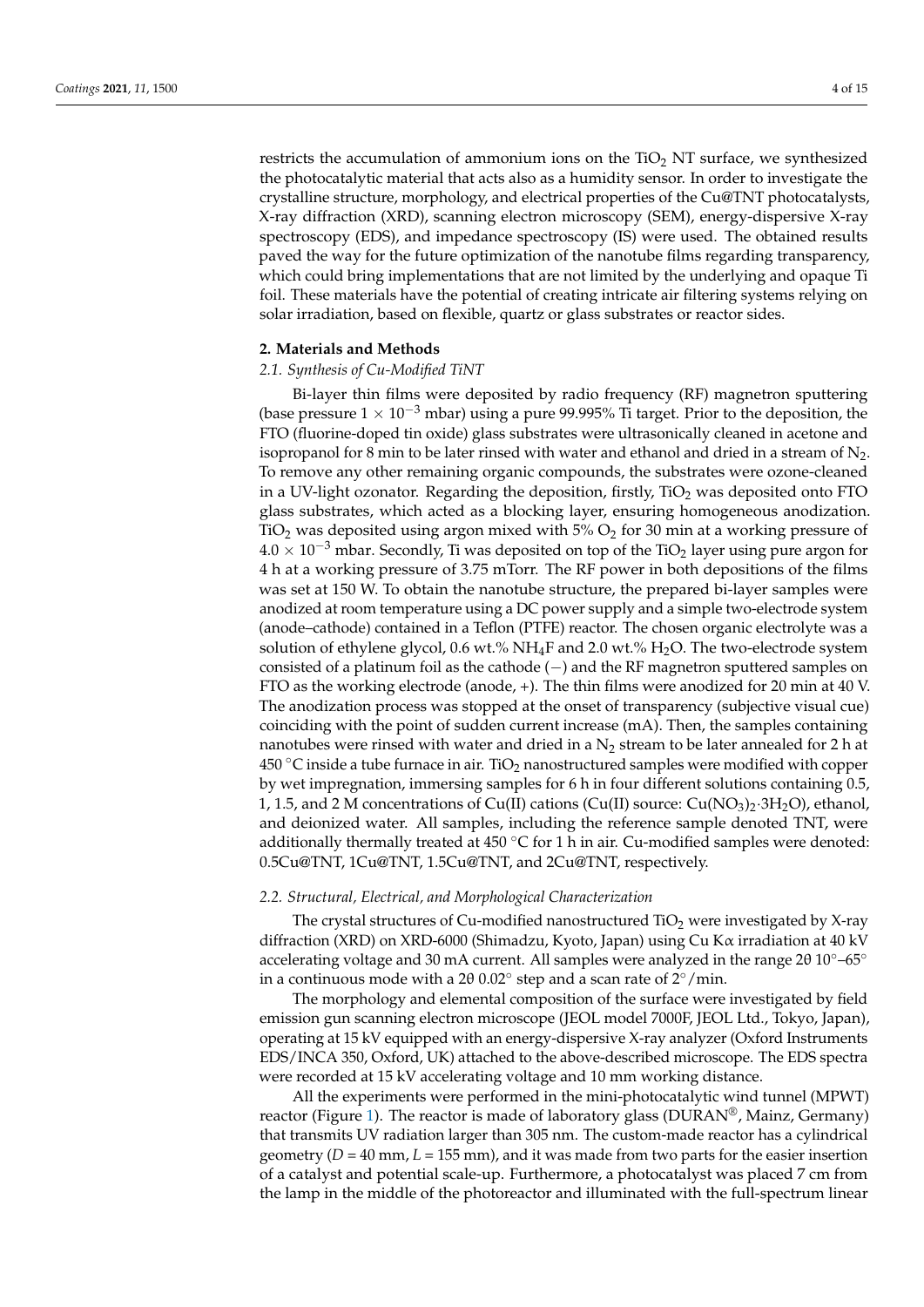restricts the accumulation of ammonium ions on the $TiO_2$ NT surface, we synthesized the photocatalytic material that acts also as a humidity sensor. In order to investigate the crystalline structure, morphology, and electrical properties of the Cu@TNT photocatalysts, X-ray diffraction (XRD), scanning electron microscopy (SEM), energy-dispersive X-ray spectroscopy (EDS), and impedance spectroscopy (IS) were used. The obtained results paved the way for the future optimization of the nanotube films regarding transparency, which could bring implementations that are not limited by the underlying and opaque Ti foil. These materials have the potential of creating intricate air filtering systems relying on solar irradiation, based on flexible, quartz or glass substrates or reactor sides.

## 2. Materials and Methods

### *2.1. Synthesis of Cu-Modified TiNT*

Bi-layer thin films were deposited by radio frequency (RF) magnetron sputtering (base pressure $1 \times 10^{-3}$ mbar) using a pure 99.995% Ti target. Prior to the deposition, the FTO (fluorine-doped tin oxide) glass substrates were ultrasonically cleaned in acetone and isopropanol for 8 min to be later rinsed with water and ethanol and dried in a stream of $N_2$. To remove any other remaining organic compounds, the substrates were ozone-cleaned in a UV-light ozonator. Regarding the deposition, firstly, $TiO_2$ was deposited onto FTO glass substrates, which acted as a blocking layer, ensuring homogeneous anodization. $TiO_2$ was deposited using argon mixed with 5% $O_2$ for 30 min at a working pressure of $4.0 \times 10^{-3}$ mbar. Secondly, Ti was deposited on top of the $TiO_2$ layer using pure argon for 4 h at a working pressure of 3.75 mTorr. The RF power in both depositions of the films was set at 150 W. To obtain the nanotube structure, the prepared bi-layer samples were anodized at room temperature using a DC power supply and a simple two-electrode system (anode–cathode) contained in a Teflon (PTFE) reactor. The chosen organic electrolyte was a solution of ethylene glycol, 0.6 wt.% $NH_4F$ and 2.0 wt.% $H_2O$. The two-electrode system consisted of a platinum foil as the cathode (−) and the RF magnetron sputtered samples on FTO as the working electrode (anode, +). The thin films were anodized for 20 min at 40 V. The anodization process was stopped at the onset of transparency (subjective visual cue) coinciding with the point of sudden current increase (mA). Then, the samples containing nanotubes were rinsed with water and dried in a $N_2$ stream to be later annealed for 2 h at 450 °C inside a tube furnace in air. $TiO_2$ nanostructured samples were modified with copper by wet impregnation, immersing samples for 6 h in four different solutions containing 0.5, 1, 1.5, and 2 M concentrations of Cu(II) cations (Cu(II) source: $Cu(NO_3)_2 \cdot 3H_2O$), ethanol, and deionized water. All samples, including the reference sample denoted TNT, were additionally thermally treated at 450 °C for 1 h in air. Cu-modified samples were denoted: 0.5Cu@TNT, 1Cu@TNT, 1.5Cu@TNT, and 2Cu@TNT, respectively.

### *2.2. Structural, Electrical, and Morphological Characterization*

The crystal structures of Cu-modified nanostructured $TiO_2$ were investigated by X-ray diffraction (XRD) on XRD-6000 (Shimadzu, Kyoto, Japan) using Cu K$\alpha$ irradiation at 40 kV accelerating voltage and 30 mA current. All samples were analyzed in the range 2θ 10°–65° in a continuous mode with a 2θ 0.02° step and a scan rate of 2°/min.

The morphology and elemental composition of the surface were investigated by field emission gun scanning electron microscope (JEOL model 7000F, JEOL Ltd., Tokyo, Japan), operating at 15 kV equipped with an energy-dispersive X-ray analyzer (Oxford Instruments EDS/INCA 350, Oxford, UK) attached to the above-described microscope. The EDS spectra were recorded at 15 kV accelerating voltage and 10 mm working distance.

All the experiments were performed in the mini-photocatalytic wind tunnel (MPWT) reactor (Figure 1). The reactor is made of laboratory glass (DURAN®, Mainz, Germany) that transmits UV radiation larger than 305 nm. The custom-made reactor has a cylindrical geometry ($D$ = 40 mm, $L$ = 155 mm), and it was made from two parts for the easier insertion of a catalyst and potential scale-up. Furthermore, a photocatalyst was placed 7 cm from the lamp in the middle of the photoreactor and illuminated with the full-spectrum linear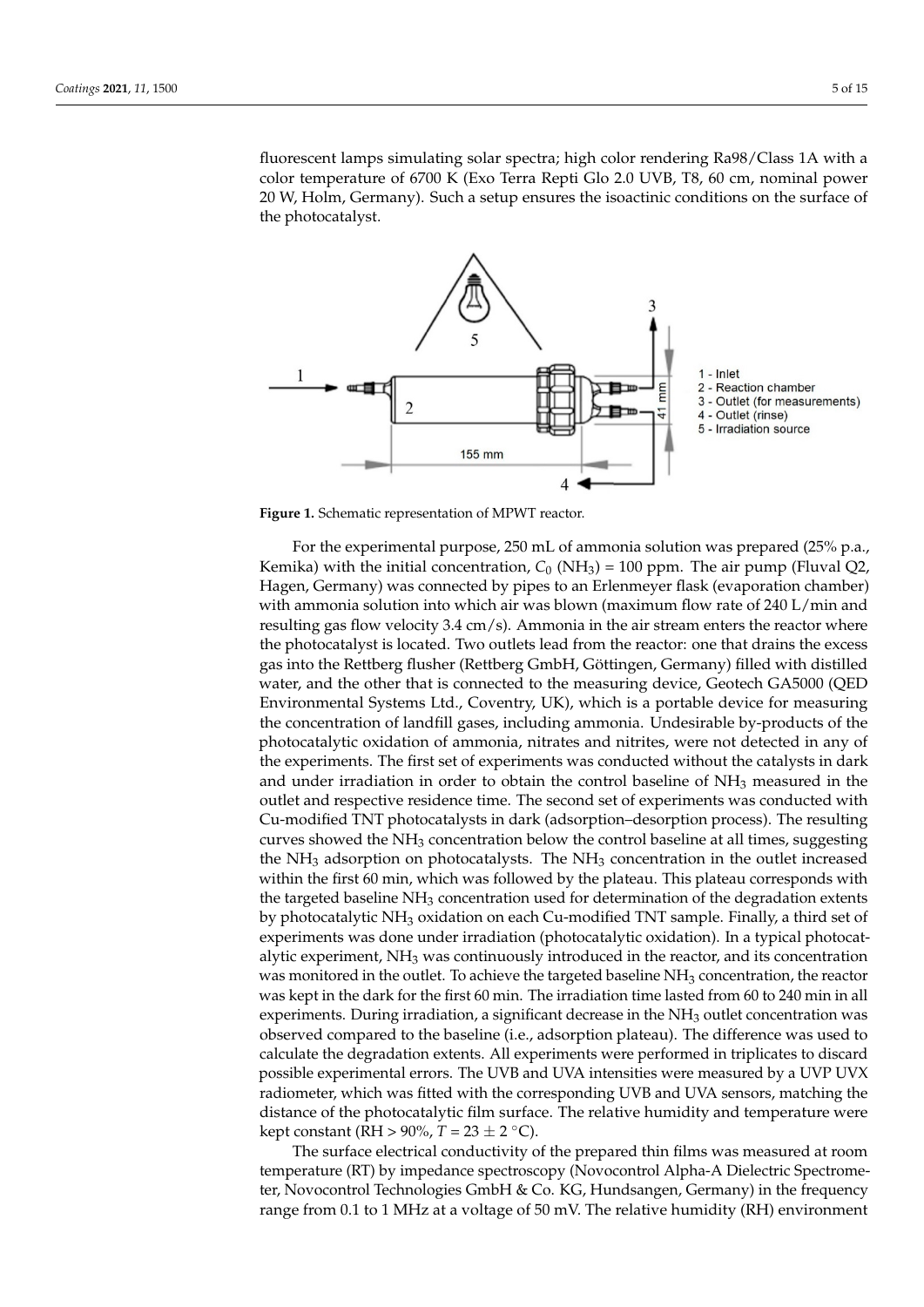fluorescent lamps simulating solar spectra; high color rendering Ra98/Class 1A with a color temperature of 6700 K (Exo Terra Repti Glo 2.0 UVB, T8, 60 cm, nominal power 20 W, Holm, Germany). Such a setup ensures the isoactinic conditions on the surface of the photocatalyst.

**Figure 1.** Schematic representation of MPWT reactor.

For the experimental purpose, 250 mL of ammonia solution was prepared (25% p.a., Kemika) with the initial concentration, $C_0$ ($NH_3$) = 100 ppm. The air pump (Fluval Q2, Hagen, Germany) was connected by pipes to an Erlenmeyer flask (evaporation chamber) with ammonia solution into which air was blown (maximum flow rate of 240 L/min and resulting gas flow velocity 3.4 cm/s). Ammonia in the air stream enters the reactor where the photocatalyst is located. Two outlets lead from the reactor: one that drains the excess gas into the Rettberg flusher (Rettberg GmbH, Göttingen, Germany) filled with distilled water, and the other that is connected to the measuring device, Geotech GA5000 (QED Environmental Systems Ltd., Coventry, UK), which is a portable device for measuring the concentration of landfill gases, including ammonia. Undesirable by-products of the photocatalytic oxidation of ammonia, nitrates and nitrites, were not detected in any of the experiments. The first set of experiments was conducted without the catalysts in dark and under irradiation in order to obtain the control baseline of $NH_3$ measured in the outlet and respective residence time. The second set of experiments was conducted with Cu-modified TNT photocatalysts in dark (adsorption–desorption process). The resulting curves showed the $NH_3$ concentration below the control baseline at all times, suggesting the $NH_3$ adsorption on photocatalysts. The $NH_3$ concentration in the outlet increased within the first 60 min, which was followed by the plateau. This plateau corresponds with the targeted baseline $NH_3$ concentration used for determination of the degradation extents by photocatalytic $NH_3$ oxidation on each Cu-modified TNT sample. Finally, a third set of experiments was done under irradiation (photocatalytic oxidation). In a typical photocatalytic experiment, $NH_3$ was continuously introduced in the reactor, and its concentration was monitored in the outlet. To achieve the targeted baseline $NH_3$ concentration, the reactor was kept in the dark for the first 60 min. The irradiation time lasted from 60 to 240 min in all experiments. During irradiation, a significant decrease in the $NH_3$ outlet concentration was observed compared to the baseline (i.e., adsorption plateau). The difference was used to calculate the degradation extents. All experiments were performed in triplicates to discard possible experimental errors. The UVB and UVA intensities were measured by a UVP UVX radiometer, which was fitted with the corresponding UVB and UVA sensors, matching the distance of the photocatalytic film surface. The relative humidity and temperature were kept constant (RH > 90%, $T = 23 \pm 2$ °C).

The surface electrical conductivity of the prepared thin films was measured at room temperature (RT) by impedance spectroscopy (Novocontrol Alpha-A Dielectric Spectrometer, Novocontrol Technologies GmbH & Co. KG, Hundsangen, Germany) in the frequency range from 0.1 to 1 MHz at a voltage of 50 mV. The relative humidity (RH) environment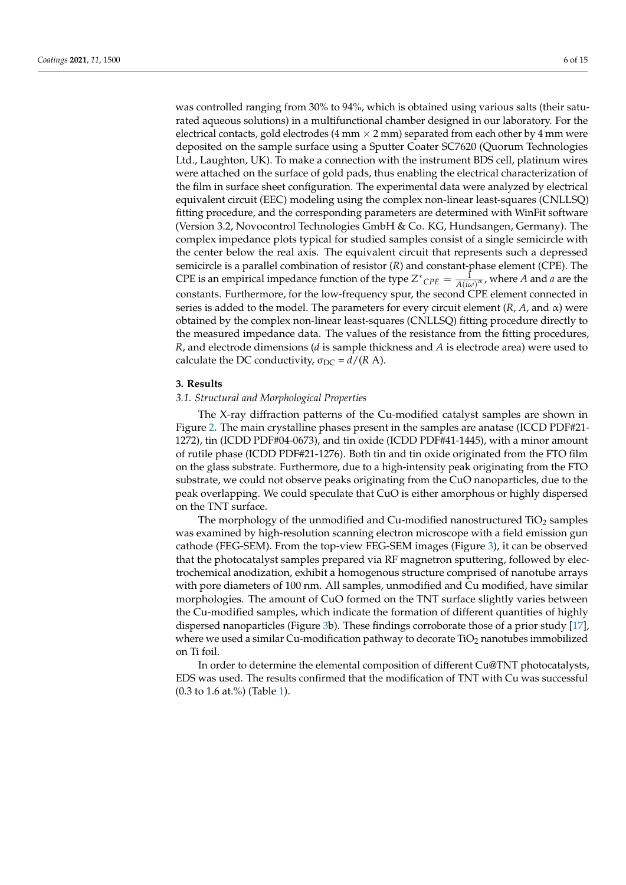was controlled ranging from 30% to 94%, which is obtained using various salts (their saturated aqueous solutions) in a multifunctional chamber designed in our laboratory. For the electrical contacts, gold electrodes (4 mm × 2 mm) separated from each other by 4 mm were deposited on the sample surface using a Sputter Coater SC7620 (Quorum Technologies Ltd., Laughton, UK). To make a connection with the instrument BDS cell, platinum wires were attached on the surface of gold pads, thus enabling the electrical characterization of the film in surface sheet configuration. The experimental data were analyzed by electrical equivalent circuit (EEC) modeling using the complex non-linear least-squares (CNLLSQ) fitting procedure, and the corresponding parameters are determined with WinFit software (Version 3.2, Novocontrol Technologies GmbH & Co. KG, Hundsangen, Germany). The complex impedance plots typical for studied samples consist of a single semicircle with the center below the real axis. The equivalent circuit that represents such a depressed semicircle is a parallel combination of resistor ($R$) and constant-phase element (CPE). The CPE is an empirical impedance function of the type $Z^*_{CPE} = \frac{1}{A(i\omega)^{\alpha}}$, where $A$ and $\alpha$ are the constants. Furthermore, for the low-frequency spur, the second CPE element connected in series is added to the model. The parameters for every circuit element ($R$, $A$, and $\alpha$) were obtained by the complex non-linear least-squares (CNLLSQ) fitting procedure directly to the measured impedance data. The values of the resistance from the fitting procedures, $R$, and electrode dimensions ($d$ is sample thickness and $A$ is electrode area) were used to calculate the DC conductivity, $\sigma_{DC} = d/(R\ A)$.

## 3. Results

### 3.1. Structural and Morphological Properties

The X-ray diffraction patterns of the Cu-modified catalyst samples are shown in Figure 2. The main crystalline phases present in the samples are anatase (ICCD PDF#21-1272), tin (ICDD PDF#04-0673), and tin oxide (ICDD PDF#41-1445), with a minor amount of rutile phase (ICDD PDF#21-1276). Both tin and tin oxide originated from the FTO film on the glass substrate. Furthermore, due to a high-intensity peak originating from the FTO substrate, we could not observe peaks originating from the CuO nanoparticles, due to the peak overlapping. We could speculate that CuO is either amorphous or highly dispersed on the TNT surface.

The morphology of the unmodified and Cu-modified nanostructured $TiO_2$ samples was examined by high-resolution scanning electron microscope with a field emission gun cathode (FEG-SEM). From the top-view FEG-SEM images (Figure 3), it can be observed that the photocatalyst samples prepared via RF magnetron sputtering, followed by electrochemical anodization, exhibit a homogenous structure comprised of nanotube arrays with pore diameters of 100 nm. All samples, unmodified and Cu modified, have similar morphologies. The amount of CuO formed on the TNT surface slightly varies between the Cu-modified samples, which indicate the formation of different quantities of highly dispersed nanoparticles (Figure 3b). These findings corroborate those of a prior study [17], where we used a similar Cu-modification pathway to decorate $TiO_2$ nanotubes immobilized on Ti foil.

In order to determine the elemental composition of different Cu@TNT photocatalysts, EDS was used. The results confirmed that the modification of TNT with Cu was successful (0.3 to 1.6 at.%) (Table 1).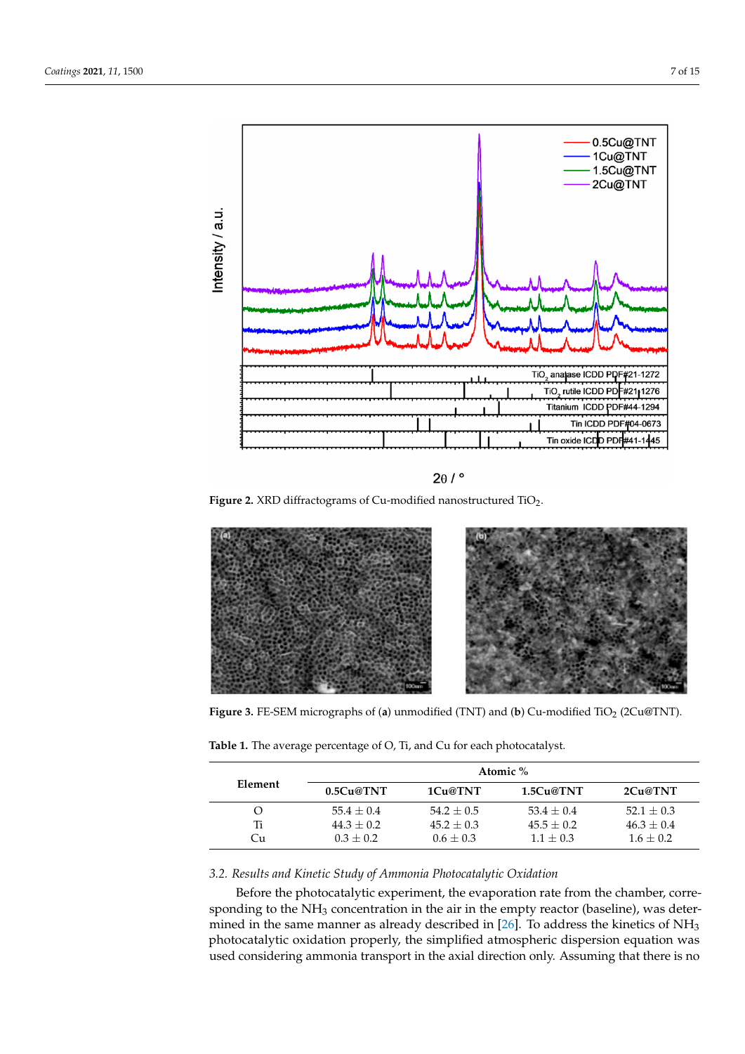Figure 2. XRD diffractograms of Cu-modified nanostructured $TiO_2$.

Figure 3. FE-SEM micrographs of (**a**) unmodified (TNT) and (**b**) Cu-modified $TiO_2$ (2Cu@TNT).

**Table 1.** The average percentage of O, Ti, and Cu for each photocatalyst.

| Element | Atomic % | | | |
|---|---|---|---|---|
| | 0.5Cu@TNT | 1Cu@TNT | 1.5Cu@TNT | 2Cu@TNT |
| O | 55.4 ± 0.4 | 54.2 ± 0.5 | 53.4 ± 0.4 | 52.1 ± 0.3 |
| Ti | 44.3 ± 0.2 | 45.2 ± 0.3 | 45.5 ± 0.2 | 46.3 ± 0.4 |
| Cu | 0.3 ± 0.2 | 0.6 ± 0.3 | 1.1 ± 0.3 | 1.6 ± 0.2 |

### *3.2. Results and Kinetic Study of Ammonia Photocatalytic Oxidation*

Before the photocatalytic experiment, the evaporation rate from the chamber, corresponding to the $NH_3$ concentration in the air in the empty reactor (baseline), was determined in the same manner as already described in [26]. To address the kinetics of $NH_3$ photocatalytic oxidation properly, the simplified atmospheric dispersion equation was used considering ammonia transport in the axial direction only. Assuming that there is no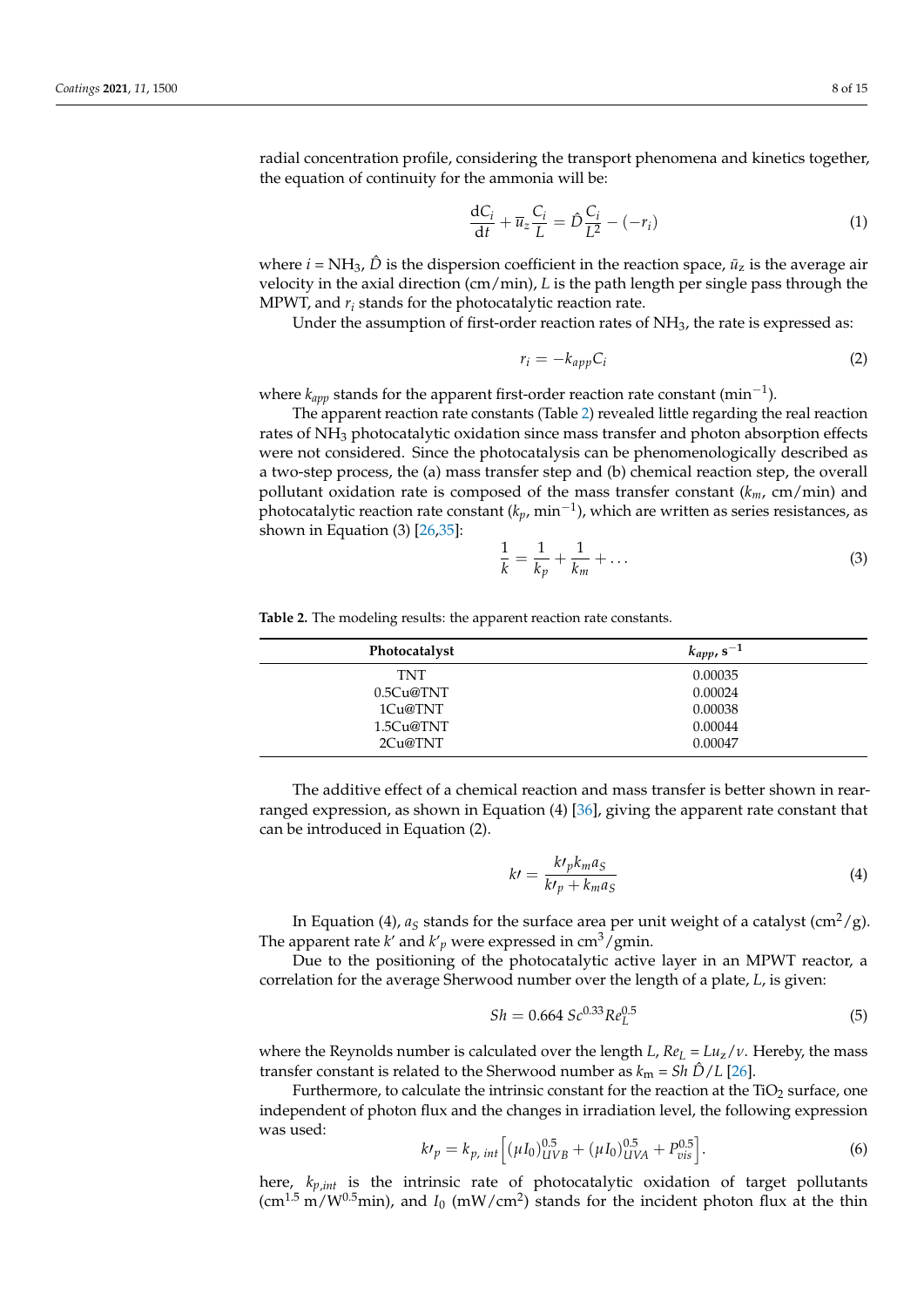radial concentration profile, considering the transport phenomena and kinetics together, the equation of continuity for the ammonia will be:

$$\frac{dC_i}{dt} + \overline{u}_z\frac{C_i}{L} = \hat{D}\frac{C_i}{L^2} - (-r_i) \tag{1}$$

where $i = NH_3$, $\hat{D}$ is the dispersion coefficient in the reaction space, $\bar{u}_z$ is the average air velocity in the axial direction (cm/min), $L$ is the path length per single pass through the MPWT, and $r_i$ stands for the photocatalytic reaction rate.

Under the assumption of first-order reaction rates of $NH_3$, the rate is expressed as:

$$r_i = -k_{app}C_i \tag{2}$$

where $k_{app}$ stands for the apparent first-order reaction rate constant ($min^{-1}$).

The apparent reaction rate constants (Table 2) revealed little regarding the real reaction rates of $NH_3$ photocatalytic oxidation since mass transfer and photon absorption effects were not considered. Since the photocatalysis can be phenomenologically described as a two-step process, the (a) mass transfer step and (b) chemical reaction step, the overall pollutant oxidation rate is composed of the mass transfer constant ($k_m$, cm/min) and photocatalytic reaction rate constant ($k_p$, $min^{-1}$), which are written as series resistances, as shown in Equation (3) [26,35]:

$$\frac{1}{k} = \frac{1}{k_p} + \frac{1}{k_m} + \ldots \tag{3}$$

**Table 2.** The modeling results: the apparent reaction rate constants.

| Photocatalyst | $k_{app}$, $s^{-1}$ |
|---|---|
| TNT | 0.00035 |
| 0.5Cu@TNT | 0.00024 |
| 1Cu@TNT | 0.00038 |
| 1.5Cu@TNT | 0.00044 |
| 2Cu@TNT | 0.00047 |

The additive effect of a chemical reaction and mass transfer is better shown in rearranged expression, as shown in Equation (4) [36], giving the apparent rate constant that can be introduced in Equation (2).

$$k\prime = \frac{k\prime_p k_m a_S}{k\prime_p + k_m a_S} \tag{4}$$

In Equation (4), $a_S$ stands for the surface area per unit weight of a catalyst ($cm^2$/g). The apparent rate $k'$ and $k'_p$ were expressed in $cm^3$/gmin.

Due to the positioning of the photocatalytic active layer in an MPWT reactor, a correlation for the average Sherwood number over the length of a plate, $L$, is given:

$$Sh = 0.664\ Sc^{0.33} Re_L^{0.5} \tag{5}$$

where the Reynolds number is calculated over the length $L$, $Re_L = Lu_z/\nu$. Hereby, the mass transfer constant is related to the Sherwood number as $k_m = Sh\ \hat{D}/L$ [26].

Furthermore, to calculate the intrinsic constant for the reaction at the $TiO_2$ surface, one independent of photon flux and the changes in irradiation level, the following expression was used:

$$k\prime_p = k_{p,\ int}\Big[(\mu I_0)^{0.5}_{UVB} + (\mu I_0)^{0.5}_{UVA} + P^{0.5}_{vis}\Big]. \tag{6}$$

here, $k_{p,int}$ is the intrinsic rate of photocatalytic oxidation of target pollutants ($cm^{1.5}$ $m/W^{0.5}$min), and $I_0$ ($mW/cm^2$) stands for the incident photon flux at the thin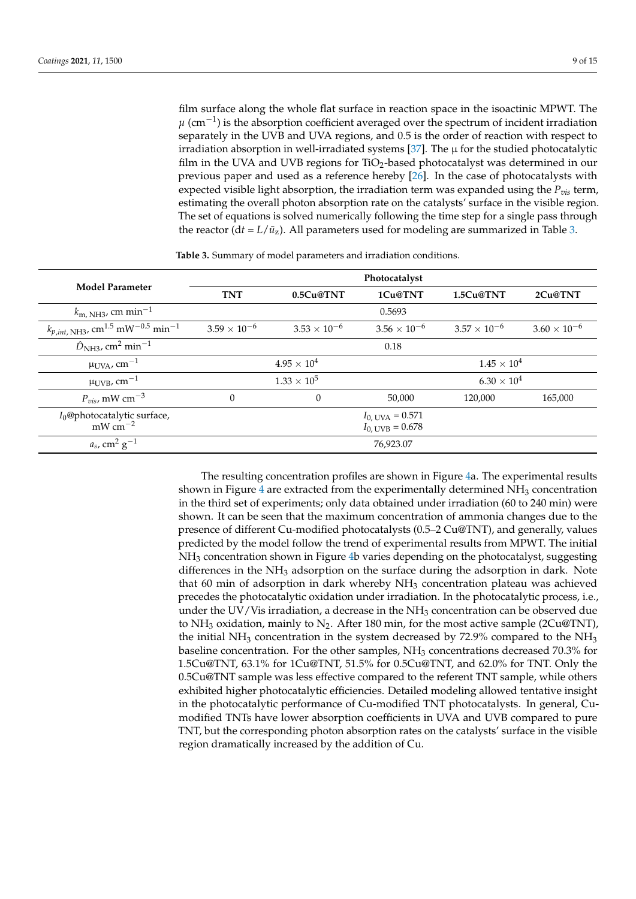film surface along the whole flat surface in reaction space in the isoactinic MPWT. The $\mu$ ($cm^{-1}$) is the absorption coefficient averaged over the spectrum of incident irradiation separately in the UVB and UVA regions, and 0.5 is the order of reaction with respect to irradiation absorption in well-irradiated systems [37]. The μ for the studied photocatalytic film in the UVA and UVB regions for $TiO_2$-based photocatalyst was determined in our previous paper and used as a reference hereby [26]. In the case of photocatalysts with expected visible light absorption, the irradiation term was expanded using the $P_{vis}$ term, estimating the overall photon absorption rate on the catalysts' surface in the visible region. The set of equations is solved numerically following the time step for a single pass through the reactor ($dt = L/\bar{u}_z$). All parameters used for modeling are summarized in Table 3.

**Table 3.** Summary of model parameters and irradiation conditions.

| **Model Parameter** | **Photocatalyst** | | | | |
|---|---|---|---|---|---|
| | **TNT** | **0.5Cu@TNT** | **1Cu@TNT** | **1.5Cu@TNT** | **2Cu@TNT** |
| $k_{m,\ NH3}$, cm $min^{-1}$ | 0.5693 | | | | |
| $k_{p,int,\ NH3}$, $cm^{1.5}$ $mW^{-0.5}$ $min^{-1}$ | $3.59 \times 10^{-6}$ | $3.53 \times 10^{-6}$ | $3.56 \times 10^{-6}$ | $3.57 \times 10^{-6}$ | $3.60 \times 10^{-6}$ |
| $\hat{D}_{NH3}$, $cm^2$ $min^{-1}$ | 0.18 | | | | |
| $\mu_{UVA}$, $cm^{-1}$ | $4.95 \times 10^4$ | | $1.45 \times 10^4$ | | |
| $\mu_{UVB}$, $cm^{-1}$ | $1.33 \times 10^5$ | | $6.30 \times 10^4$ | | |
| $P_{vis}$, mW $cm^{-3}$ | 0 | 0 | 50,000 | 120,000 | 165,000 |
| $I_0$@photocatalytic surface, mW $cm^{-2}$ | $I_{0,\ UVA} = 0.571$ <br> $I_{0,\ UVB} = 0.678$ | | | | |
| $a_s$, $cm^2$ $g^{-1}$ | 76,923.07 | | | | |

The resulting concentration profiles are shown in Figure 4a. The experimental results shown in Figure 4 are extracted from the experimentally determined $NH_3$ concentration in the third set of experiments; only data obtained under irradiation (60 to 240 min) were shown. It can be seen that the maximum concentration of ammonia changes due to the presence of different Cu-modified photocatalysts (0.5–2 Cu@TNT), and generally, values predicted by the model follow the trend of experimental results from MPWT. The initial $NH_3$ concentration shown in Figure 4b varies depending on the photocatalyst, suggesting differences in the $NH_3$ adsorption on the surface during the adsorption in dark. Note that 60 min of adsorption in dark whereby $NH_3$ concentration plateau was achieved precedes the photocatalytic oxidation under irradiation. In the photocatalytic process, i.e., under the UV/Vis irradiation, a decrease in the $NH_3$ concentration can be observed due to $NH_3$ oxidation, mainly to $N_2$. After 180 min, for the most active sample (2Cu@TNT), the initial $NH_3$ concentration in the system decreased by 72.9% compared to the $NH_3$ baseline concentration. For the other samples, $NH_3$ concentrations decreased 70.3% for 1.5Cu@TNT, 63.1% for 1Cu@TNT, 51.5% for 0.5Cu@TNT, and 62.0% for TNT. Only the 0.5Cu@TNT sample was less effective compared to the referent TNT sample, while others exhibited higher photocatalytic efficiencies. Detailed modeling allowed tentative insight in the photocatalytic performance of Cu-modified TNT photocatalysts. In general, Cu-modified TNTs have lower absorption coefficients in UVA and UVB compared to pure TNT, but the corresponding photon absorption rates on the catalysts' surface in the visible region dramatically increased by the addition of Cu.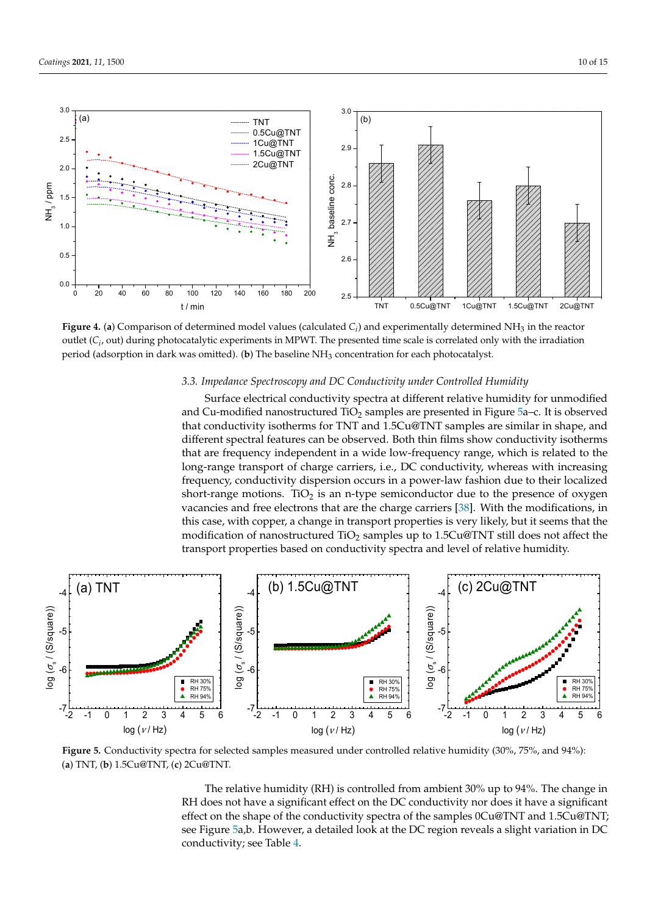**Figure 4.** (**a**) Comparison of determined model values (calculated $C_i$) and experimentally determined $NH_3$ in the reactor outlet ($C_i$, out) during photocatalytic experiments in MPWT. The presented time scale is correlated only with the irradiation period (adsorption in dark was omitted). (**b**) The baseline $NH_3$ concentration for each photocatalyst.

### 3.3. Impedance Spectroscopy and DC Conductivity under Controlled Humidity

Surface electrical conductivity spectra at different relative humidity for unmodified and Cu-modified nanostructured $TiO_2$ samples are presented in Figure 5a–c. It is observed that conductivity isotherms for TNT and 1.5Cu@TNT samples are similar in shape, and different spectral features can be observed. Both thin films show conductivity isotherms that are frequency independent in a wide low-frequency range, which is related to the long-range transport of charge carriers, i.e., DC conductivity, whereas with increasing frequency, conductivity dispersion occurs in a power-law fashion due to their localized short-range motions. $TiO_2$ is an n-type semiconductor due to the presence of oxygen vacancies and free electrons that are the charge carriers [38]. With the modifications, in this case, with copper, a change in transport properties is very likely, but it seems that the modification of nanostructured $TiO_2$ samples up to 1.5Cu@TNT still does not affect the transport properties based on conductivity spectra and level of relative humidity.

**Figure 5.** Conductivity spectra for selected samples measured under controlled relative humidity (30%, 75%, and 94%): (**a**) TNT, (**b**) 1.5Cu@TNT, (**c**) 2Cu@TNT.

The relative humidity (RH) is controlled from ambient 30% up to 94%. The change in RH does not have a significant effect on the DC conductivity nor does it have a significant effect on the shape of the conductivity spectra of the samples 0Cu@TNT and 1.5Cu@TNT; see Figure 5a,b. However, a detailed look at the DC region reveals a slight variation in DC conductivity; see Table 4.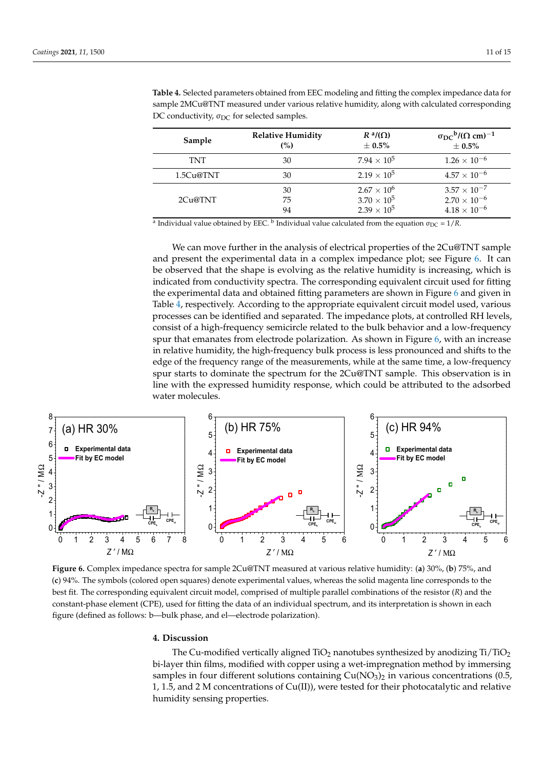**Table 4.** Selected parameters obtained from EEC modeling and fitting the complex impedance data for sample 2MCu@TNT measured under various relative humidity, along with calculated corresponding DC conductivity, $\sigma_{DC}$ for selected samples.

| Sample | Relative Humidity (%) | $R$ [a]/(Ω) ± 0.5% | $\sigma_{DC}$ [b]/(Ω cm)$^{-1}$ ± 0.5% |
|---|---|---|---|
| TNT | 30 | $7.94 \times 10^{5}$ | $1.26 \times 10^{-6}$ |
| 1.5Cu@TNT | 30 | $2.19 \times 10^{5}$ | $4.57 \times 10^{-6}$ |
| 2Cu@TNT | 30 | $2.67 \times 10^{6}$ | $3.57 \times 10^{-7}$ |
| | 75 | $3.70 \times 10^{5}$ | $2.70 \times 10^{-6}$ |
| | 94 | $2.39 \times 10^{5}$ | $4.18 \times 10^{-6}$ |

[a] Individual value obtained by EEC. [b] Individual value calculated from the equation $\sigma_{DC} = 1/R$.

We can move further in the analysis of electrical properties of the 2Cu@TNT sample and present the experimental data in a complex impedance plot; see Figure 6. It can be observed that the shape is evolving as the relative humidity is increasing, which is indicated from conductivity spectra. The corresponding equivalent circuit used for fitting the experimental data and obtained fitting parameters are shown in Figure 6 and given in Table 4, respectively. According to the appropriate equivalent circuit model used, various processes can be identified and separated. The impedance plots, at controlled RH levels, consist of a high-frequency semicircle related to the bulk behavior and a low-frequency spur that emanates from electrode polarization. As shown in Figure 6, with an increase in relative humidity, the high-frequency bulk process is less pronounced and shifts to the edge of the frequency range of the measurements, while at the same time, a low-frequency spur starts to dominate the spectrum for the 2Cu@TNT sample. This observation is in line with the expressed humidity response, which could be attributed to the adsorbed water molecules.

**Figure 6.** Complex impedance spectra for sample 2Cu@TNT measured at various relative humidity: (**a**) 30%, (**b**) 75%, and (**c**) 94%. The symbols (colored open squares) denote experimental values, whereas the solid magenta line corresponds to the best fit. The corresponding equivalent circuit model, comprised of multiple parallel combinations of the resistor ($R$) and the constant-phase element (CPE), used for fitting the data of an individual spectrum, and its interpretation is shown in each figure (defined as follows: b—bulk phase, and el—electrode polarization).

## 4. Discussion

The Cu-modified vertically aligned $TiO_2$ nanotubes synthesized by anodizing Ti/$TiO_2$ bi-layer thin films, modified with copper using a wet-impregnation method by immersing samples in four different solutions containing $Cu(NO_3)_2$ in various concentrations (0.5, 1, 1.5, and 2 M concentrations of Cu(II)), were tested for their photocatalytic and relative humidity sensing properties.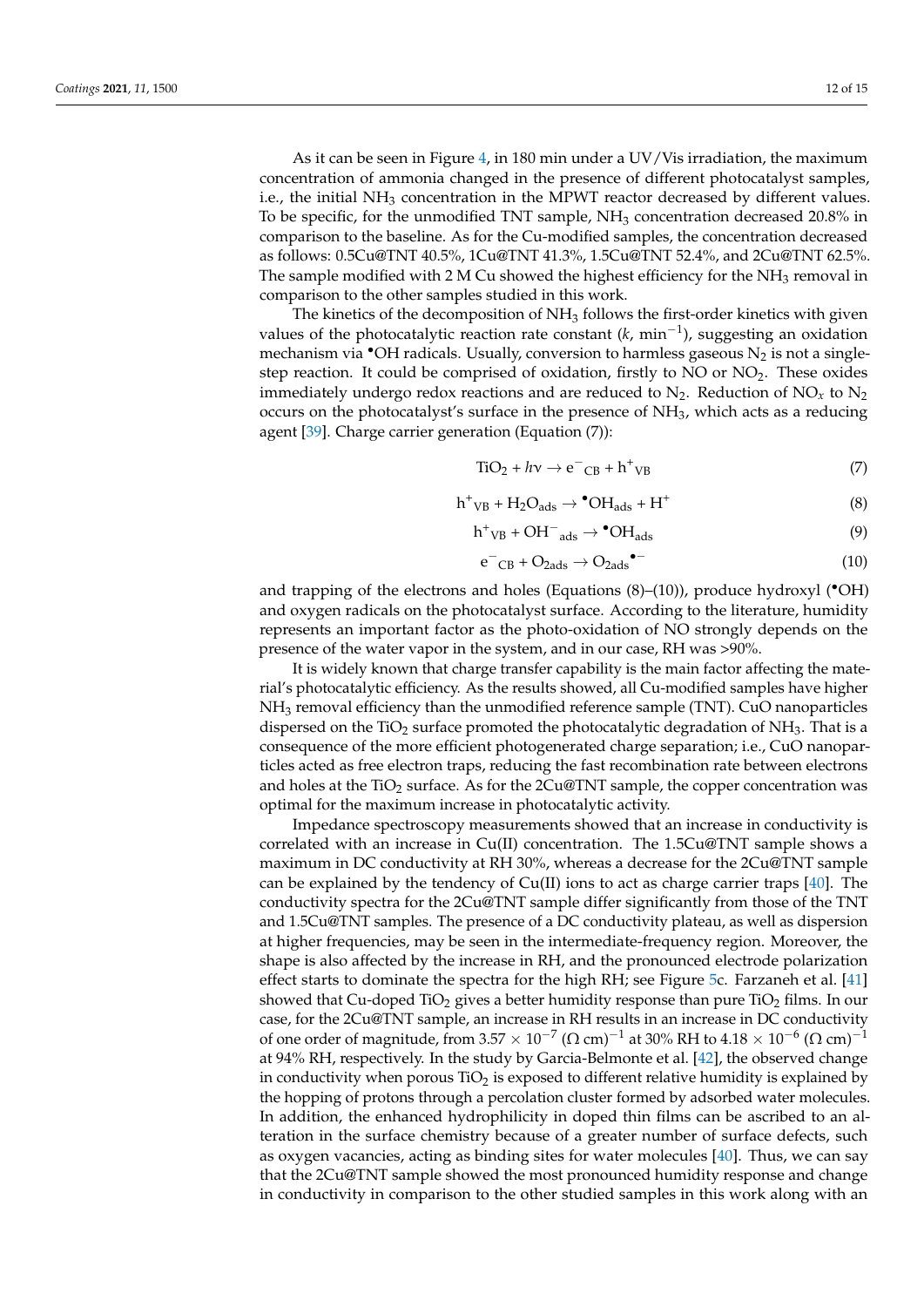As it can be seen in Figure 4, in 180 min under a UV/Vis irradiation, the maximum concentration of ammonia changed in the presence of different photocatalyst samples, i.e., the initial $NH_3$ concentration in the MPWT reactor decreased by different values. To be specific, for the unmodified TNT sample, $NH_3$ concentration decreased 20.8% in comparison to the baseline. As for the Cu-modified samples, the concentration decreased as follows: 0.5Cu@TNT 40.5%, 1Cu@TNT 41.3%, 1.5Cu@TNT 52.4%, and 2Cu@TNT 62.5%. The sample modified with 2 M Cu showed the highest efficiency for the $NH_3$ removal in comparison to the other samples studied in this work.

The kinetics of the decomposition of $NH_3$ follows the first-order kinetics with given values of the photocatalytic reaction rate constant ($k$, $min^{-1}$), suggesting an oxidation mechanism via $^{\bullet}OH$ radicals. Usually, conversion to harmless gaseous $N_2$ is not a single-step reaction. It could be comprised of oxidation, firstly to NO or $NO_2$. These oxides immediately undergo redox reactions and are reduced to $N_2$. Reduction of $NO_x$ to $N_2$ occurs on the photocatalyst's surface in the presence of $NH_3$, which acts as a reducing agent [39]. Charge carrier generation (Equation (7)):

$$TiO_2 + h\nu \rightarrow e^-_{CB} + h^+_{VB} \tag{7}$$

$$h^+_{VB} + H_2O_{ads} \rightarrow {}^{\bullet}OH_{ads} + H^+ \tag{8}$$

$$h^+_{VB} + OH^-_{ads} \rightarrow {}^{\bullet}OH_{ads} \tag{9}$$

$$e^-_{CB} + O_{2ads} \rightarrow O_{2ads}{}^{\bullet -} \tag{10}$$

and trapping of the electrons and holes (Equations (8)–(10)), produce hydroxyl ($^{\bullet}OH$) and oxygen radicals on the photocatalyst surface. According to the literature, humidity represents an important factor as the photo-oxidation of NO strongly depends on the presence of the water vapor in the system, and in our case, RH was >90%.

It is widely known that charge transfer capability is the main factor affecting the material's photocatalytic efficiency. As the results showed, all Cu-modified samples have higher $NH_3$ removal efficiency than the unmodified reference sample (TNT). CuO nanoparticles dispersed on the $TiO_2$ surface promoted the photocatalytic degradation of $NH_3$. That is a consequence of the more efficient photogenerated charge separation; i.e., CuO nanoparticles acted as free electron traps, reducing the fast recombination rate between electrons and holes at the $TiO_2$ surface. As for the 2Cu@TNT sample, the copper concentration was optimal for the maximum increase in photocatalytic activity.

Impedance spectroscopy measurements showed that an increase in conductivity is correlated with an increase in Cu(II) concentration. The 1.5Cu@TNT sample shows a maximum in DC conductivity at RH 30%, whereas a decrease for the 2Cu@TNT sample can be explained by the tendency of Cu(II) ions to act as charge carrier traps [40]. The conductivity spectra for the 2Cu@TNT sample differ significantly from those of the TNT and 1.5Cu@TNT samples. The presence of a DC conductivity plateau, as well as dispersion at higher frequencies, may be seen in the intermediate-frequency region. Moreover, the shape is also affected by the increase in RH, and the pronounced electrode polarization effect starts to dominate the spectra for the high RH; see Figure 5c. Farzaneh et al. [41] showed that Cu-doped $TiO_2$ gives a better humidity response than pure $TiO_2$ films. In our case, for the 2Cu@TNT sample, an increase in RH results in an increase in DC conductivity of one order of magnitude, from $3.57 \times 10^{-7}$ $(\Omega\ cm)^{-1}$ at 30% RH to $4.18 \times 10^{-6}$ $(\Omega\ cm)^{-1}$ at 94% RH, respectively. In the study by Garcia-Belmonte et al. [42], the observed change in conductivity when porous $TiO_2$ is exposed to different relative humidity is explained by the hopping of protons through a percolation cluster formed by adsorbed water molecules. In addition, the enhanced hydrophilicity in doped thin films can be ascribed to an alteration in the surface chemistry because of a greater number of surface defects, such as oxygen vacancies, acting as binding sites for water molecules [40]. Thus, we can say that the 2Cu@TNT sample showed the most pronounced humidity response and change in conductivity in comparison to the other studied samples in this work along with an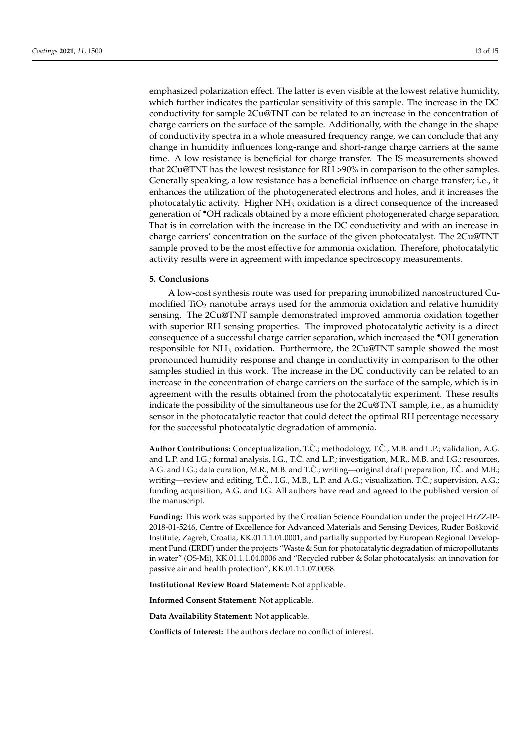emphasized polarization effect. The latter is even visible at the lowest relative humidity, which further indicates the particular sensitivity of this sample. The increase in the DC conductivity for sample 2Cu@TNT can be related to an increase in the concentration of charge carriers on the surface of the sample. Additionally, with the change in the shape of conductivity spectra in a whole measured frequency range, we can conclude that any change in humidity influences long-range and short-range charge carriers at the same time. A low resistance is beneficial for charge transfer. The IS measurements showed that 2Cu@TNT has the lowest resistance for RH >90% in comparison to the other samples. Generally speaking, a low resistance has a beneficial influence on charge transfer; i.e., it enhances the utilization of the photogenerated electrons and holes, and it increases the photocatalytic activity. Higher $NH_3$ oxidation is a direct consequence of the increased generation of $^{\bullet}OH$ radicals obtained by a more efficient photogenerated charge separation. That is in correlation with the increase in the DC conductivity and with an increase in charge carriers' concentration on the surface of the given photocatalyst. The 2Cu@TNT sample proved to be the most effective for ammonia oxidation. Therefore, photocatalytic activity results were in agreement with impedance spectroscopy measurements.

## 5. Conclusions

A low-cost synthesis route was used for preparing immobilized nanostructured Cu-modified $TiO_2$ nanotube arrays used for the ammonia oxidation and relative humidity sensing. The 2Cu@TNT sample demonstrated improved ammonia oxidation together with superior RH sensing properties. The improved photocatalytic activity is a direct consequence of a successful charge carrier separation, which increased the $^{\bullet}OH$ generation responsible for $NH_3$ oxidation. Furthermore, the 2Cu@TNT sample showed the most pronounced humidity response and change in conductivity in comparison to the other samples studied in this work. The increase in the DC conductivity can be related to an increase in the concentration of charge carriers on the surface of the sample, which is in agreement with the results obtained from the photocatalytic experiment. These results indicate the possibility of the simultaneous use for the 2Cu@TNT sample, i.e., as a humidity sensor in the photocatalytic reactor that could detect the optimal RH percentage necessary for the successful photocatalytic degradation of ammonia.

**Author Contributions:** Conceptualization, T.Č.; methodology, T.Č., M.B. and L.P.; validation, A.G. and L.P. and I.G.; formal analysis, I.G., T.Č. and L.P.; investigation, M.R., M.B. and I.G.; resources, A.G. and I.G.; data curation, M.R., M.B. and T.Č.; writing—original draft preparation, T.Č. and M.B.; writing—review and editing, T.Č., I.G., M.B., L.P. and A.G.; visualization, T.Č.; supervision, A.G.; funding acquisition, A.G. and I.G. All authors have read and agreed to the published version of the manuscript.

**Funding:** This work was supported by the Croatian Science Foundation under the project HrZZ-IP-2018-01-5246, Centre of Excellence for Advanced Materials and Sensing Devices, Ruđer Bošković Institute, Zagreb, Croatia, KK.01.1.1.01.0001, and partially supported by European Regional Development Fund (ERDF) under the projects "Waste & Sun for photocatalytic degradation of micropollutants in water" (OS-Mi), KK.01.1.1.04.0006 and "Recycled rubber & Solar photocatalysis: an innovation for passive air and health protection", KK.01.1.1.07.0058.

**Institutional Review Board Statement:** Not applicable.

**Informed Consent Statement:** Not applicable.

**Data Availability Statement:** Not applicable.

**Conflicts of Interest:** The authors declare no conflict of interest.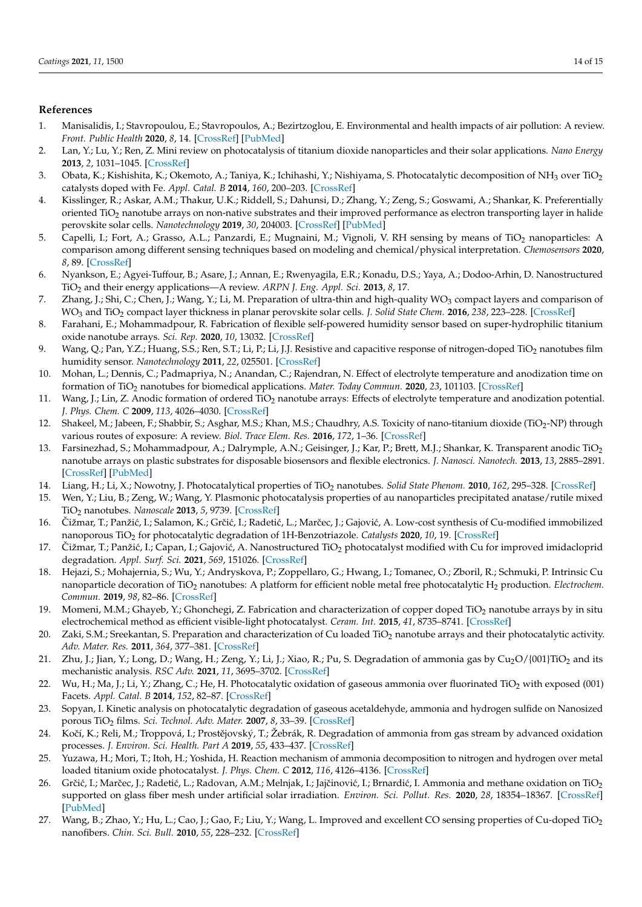## References

1. Manisalidis, I.; Stavropoulou, E.; Stavropoulos, A.; Bezirtzoglou, E. Environmental and health impacts of air pollution: A review. *Front. Public Health* **2020**, *8*, 14. [CrossRef] [PubMed]
2. Lan, Y.; Lu, Y.; Ren, Z. Mini review on photocatalysis of titanium dioxide nanoparticles and their solar applications. *Nano Energy* **2013**, *2*, 1031–1045. [CrossRef]
3. Obata, K.; Kishishita, K.; Okemoto, A.; Taniya, K.; Ichihashi, Y.; Nishiyama, S. Photocatalytic decomposition of $NH_3$ over $TiO_2$ catalysts doped with Fe. *Appl. Catal. B* **2014**, *160*, 200–203. [CrossRef]
4. Kisslinger, R.; Askar, A.M.; Thakur, U.K.; Riddell, S.; Dahunsi, D.; Zhang, Y.; Zeng, S.; Goswami, A.; Shankar, K. Preferentially oriented $TiO_2$ nanotube arrays on non-native substrates and their improved performance as electron transporting layer in halide perovskite solar cells. *Nanotechnology* **2019**, *30*, 204003. [CrossRef] [PubMed]
5. Capelli, I.; Fort, A.; Grasso, A.L.; Panzardi, E.; Mugnaini, M.; Vignoli, V. RH sensing by means of $TiO_2$ nanoparticles: A comparison among different sensing techniques based on modeling and chemical/physical interpretation. *Chemosensors* **2020**, *8*, 89. [CrossRef]
6. Nyankson, E.; Agyei-Tuffour, B.; Asare, J.; Annan, E.; Rwenyagila, E.R.; Konadu, D.S.; Yaya, A.; Dodoo-Arhin, D. Nanostructured $TiO_2$ and their energy applications—A review. *ARPN J. Eng. Appl. Sci.* **2013**, *8*, 17.
7. Zhang, J.; Shi, C.; Chen, J.; Wang, Y.; Li, M. Preparation of ultra-thin and high-quality $WO_3$ compact layers and comparison of $WO_3$ and $TiO_2$ compact layer thickness in planar perovskite solar cells. *J. Solid State Chem.* **2016**, *238*, 223–228. [CrossRef]
8. Farahani, E.; Mohammadpour, R. Fabrication of flexible self-powered humidity sensor based on super-hydrophilic titanium oxide nanotube arrays. *Sci. Rep.* **2020**, *10*, 13032. [CrossRef]
9. Wang, Q.; Pan, Y.Z.; Huang, S.S.; Ren, S.T.; Li, P.; Li, J.J. Resistive and capacitive response of nitrogen-doped $TiO_2$ nanotubes film humidity sensor. *Nanotechnology* **2011**, *22*, 025501. [CrossRef]
10. Mohan, L.; Dennis, C.; Padmapriya, N.; Anandan, C.; Rajendran, N. Effect of electrolyte temperature and anodization time on formation of $TiO_2$ nanotubes for biomedical applications. *Mater. Today Commun.* **2020**, *23*, 101103. [CrossRef]
11. Wang, J.; Lin, Z. Anodic formation of ordered $TiO_2$ nanotube arrays: Effects of electrolyte temperature and anodization potential. *J. Phys. Chem. C* **2009**, *113*, 4026–4030. [CrossRef]
12. Shakeel, M.; Jabeen, F.; Shabbir, S.; Asghar, M.S.; Khan, M.S.; Chaudhry, A.S. Toxicity of nano-titanium dioxide ($TiO_2$-NP) through various routes of exposure: A review. *Biol. Trace Elem. Res.* **2016**, *172*, 1–36. [CrossRef]
13. Farsinezhad, S.; Mohammadpour, A.; Dalrymple, A.N.; Geisinger, J.; Kar, P.; Brett, M.J.; Shankar, K. Transparent anodic $TiO_2$ nanotube arrays on plastic substrates for disposable biosensors and flexible electronics. *J. Nanosci. Nanotech.* **2013**, *13*, 2885–2891. [CrossRef] [PubMed]
14. Liang, H.; Li, X.; Nowotny, J. Photocatalytical properties of $TiO_2$ nanotubes. *Solid State Phenom.* **2010**, *162*, 295–328. [CrossRef]
15. Wen, Y.; Liu, B.; Zeng, W.; Wang, Y. Plasmonic photocatalysis properties of au nanoparticles precipitated anatase/rutile mixed $TiO_2$ nanotubes. *Nanoscale* **2013**, *5*, 9739. [CrossRef]
16. Čižmar, T.; Panžić, I.; Salamon, K.; Grčić, I.; Radetić, L.; Marčec, J.; Gajović, A. Low-cost synthesis of Cu-modified immobilized nanoporous $TiO_2$ for photocatalytic degradation of 1H-Benzotriazole. *Catalysts* **2020**, *10*, 19. [CrossRef]
17. Čižmar, T.; Panžić, I.; Capan, I.; Gajović, A. Nanostructured $TiO_2$ photocatalyst modified with Cu for improved imidacloprid degradation. *Appl. Surf. Sci.* **2021**, *569*, 151026. [CrossRef]
18. Hejazi, S.; Mohajernia, S.; Wu, Y.; Andryskova, P.; Zoppellaro, G.; Hwang, I.; Tomanec, O.; Zboril, R.; Schmuki, P. Intrinsic Cu nanoparticle decoration of $TiO_2$ nanotubes: A platform for efficient noble metal free photocatalytic $H_2$ production. *Electrochem. Commun.* **2019**, *98*, 82–86. [CrossRef]
19. Momeni, M.M.; Ghayeb, Y.; Ghonchegi, Z. Fabrication and characterization of copper doped $TiO_2$ nanotube arrays by in situ electrochemical method as efficient visible-light photocatalyst. *Ceram. Int.* **2015**, *41*, 8735–8741. [CrossRef]
20. Zaki, S.M.; Sreekantan, S. Preparation and characterization of Cu loaded $TiO_2$ nanotube arrays and their photocatalytic activity. *Adv. Mater. Res.* **2011**, *364*, 377–381. [CrossRef]
21. Zhu, J.; Jian, Y.; Long, D.; Wang, H.; Zeng, Y.; Li, J.; Xiao, R.; Pu, S. Degradation of ammonia gas by $Cu_2O$/{001}$TiO_2$ and its mechanistic analysis. *RSC Adv.* **2021**, *11*, 3695–3702. [CrossRef]
22. Wu, H.; Ma, J.; Li, Y.; Zhang, C.; He, H. Photocatalytic oxidation of gaseous ammonia over fluorinated $TiO_2$ with exposed (001) Facets. *Appl. Catal. B* **2014**, *152*, 82–87. [CrossRef]
23. Sopyan, I. Kinetic analysis on photocatalytic degradation of gaseous acetaldehyde, ammonia and hydrogen sulfide on Nanosized porous $TiO_2$ films. *Sci. Technol. Adv. Mater.* **2007**, *8*, 33–39. [CrossRef]
24. Kočí, K.; Reli, M.; Troppová, I.; Prostějovský, T.; Žebrák, R. Degradation of ammonia from gas stream by advanced oxidation processes. *J. Environ. Sci. Health. Part A* **2019**, *55*, 433–437. [CrossRef]
25. Yuzawa, H.; Mori, T.; Itoh, H.; Yoshida, H. Reaction mechanism of ammonia decomposition to nitrogen and hydrogen over metal loaded titanium oxide photocatalyst. *J. Phys. Chem. C* **2012**, *116*, 4126–4136. [CrossRef]
26. Grčić, I.; Marčec, J.; Radetić, L.; Radovan, A.M.; Melnjak, I.; Jajčinović, I.; Brnardić, I. Ammonia and methane oxidation on $TiO_2$ supported on glass fiber mesh under artificial solar irradiation. *Environ. Sci. Pollut. Res.* **2020**, *28*, 18354–18367. [CrossRef] [PubMed]
27. Wang, B.; Zhao, Y.; Hu, L.; Cao, J.; Gao, F.; Liu, Y.; Wang, L. Improved and excellent CO sensing properties of Cu-doped $TiO_2$ nanofibers. *Chin. Sci. Bull.* **2010**, *55*, 228–232. [CrossRef]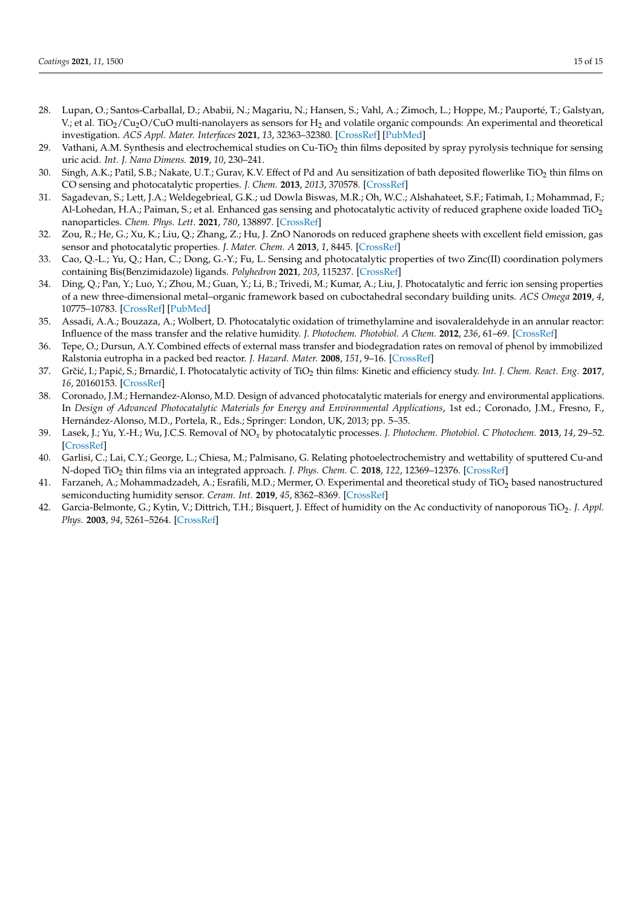28. Lupan, O.; Santos-Carballal, D.; Ababii, N.; Magariu, N.; Hansen, S.; Vahl, A.; Zimoch, L.; Hoppe, M.; Pauporté, T.; Galstyan, V.; et al. $TiO_2/Cu_2O/CuO$ multi-nanolayers as sensors for $H_2$ and volatile organic compounds: An experimental and theoretical investigation. *ACS Appl. Mater. Interfaces* **2021**, *13*, 32363–32380. [CrossRef] [PubMed]
29. Vathani, A.M. Synthesis and electrochemical studies on Cu-$TiO_2$ thin films deposited by spray pyrolysis technique for sensing uric acid. *Int. J. Nano Dimens.* **2019**, *10*, 230–241.
30. Singh, A.K.; Patil, S.B.; Nakate, U.T.; Gurav, K.V. Effect of Pd and Au sensitization of bath deposited flowerlike $TiO_2$ thin films on CO sensing and photocatalytic properties. *J. Chem.* **2013**, *2013*, 370578. [CrossRef]
31. Sagadevan, S.; Lett, J.A.; Weldegebrieal, G.K.; ud Dowla Biswas, M.R.; Oh, W.C.; Alshahateet, S.F.; Fatimah, I.; Mohammad, F.; Al-Lohedan, H.A.; Paiman, S.; et al. Enhanced gas sensing and photocatalytic activity of reduced graphene oxide loaded $TiO_2$ nanoparticles. *Chem. Phys. Lett.* **2021**, *780*, 138897. [CrossRef]
32. Zou, R.; He, G.; Xu, K.; Liu, Q.; Zhang, Z.; Hu, J. ZnO Nanorods on reduced graphene sheets with excellent field emission, gas sensor and photocatalytic properties. *J. Mater. Chem. A* **2013**, *1*, 8445. [CrossRef]
33. Cao, Q.-L.; Yu, Q.; Han, C.; Dong, G.-Y.; Fu, L. Sensing and photocatalytic properties of two Zinc(II) coordination polymers containing Bis(Benzimidazole) ligands. *Polyhedron* **2021**, *203*, 115237. [CrossRef]
34. Ding, Q.; Pan, Y.; Luo, Y.; Zhou, M.; Guan, Y.; Li, B.; Trivedi, M.; Kumar, A.; Liu, J. Photocatalytic and ferric ion sensing properties of a new three-dimensional metal–organic framework based on cuboctahedral secondary building units. *ACS Omega* **2019**, *4*, 10775–10783. [CrossRef] [PubMed]
35. Assadi, A.A.; Bouzaza, A.; Wolbert, D. Photocatalytic oxidation of trimethylamine and isovaleraldehyde in an annular reactor: Influence of the mass transfer and the relative humidity. *J. Photochem. Photobiol. A Chem.* **2012**, *236*, 61–69. [CrossRef]
36. Tepe, O.; Dursun, A.Y. Combined effects of external mass transfer and biodegradation rates on removal of phenol by immobilized Ralstonia eutropha in a packed bed reactor. *J. Hazard. Mater.* **2008**, *151*, 9–16. [CrossRef]
37. Grčić, I.; Papić, S.; Brnardić, I. Photocatalytic activity of $TiO_2$ thin films: Kinetic and efficiency study. *Int. J. Chem. React. Eng.* **2017**, *16*, 20160153. [CrossRef]
38. Coronado, J.M.; Hernandez-Alonso, M.D. Design of advanced photocatalytic materials for energy and environmental applications. In *Design of Advanced Photocatalytic Materials for Energy and Environmental Applications*, 1st ed.; Coronado, J.M., Fresno, F., Hernández-Alonso, M.D., Portela, R., Eds.; Springer: London, UK, 2013; pp. 5–35.
39. Lasek, J.; Yu, Y.-H.; Wu, J.C.S. Removal of $NO_x$ by photocatalytic processes. *J. Photochem. Photobiol. C Photochem.* **2013**, *14*, 29–52. [CrossRef]
40. Garlisi, C.; Lai, C.Y.; George, L.; Chiesa, M.; Palmisano, G. Relating photoelectrochemistry and wettability of sputtered Cu-and N-doped $TiO_2$ thin films via an integrated approach. *J. Phys. Chem. C.* **2018**, *122*, 12369–12376. [CrossRef]
41. Farzaneh, A.; Mohammadzadeh, A.; Esrafili, M.D.; Mermer, O. Experimental and theoretical study of $TiO_2$ based nanostructured semiconducting humidity sensor. *Ceram. Int.* **2019**, *45*, 8362–8369. [CrossRef]
42. Garcia-Belmonte, G.; Kytin, V.; Dittrich, T.H.; Bisquert, J. Effect of humidity on the Ac conductivity of nanoporous $TiO_2$. *J. Appl. Phys.* **2003**, *94*, 5261–5264. [CrossRef]